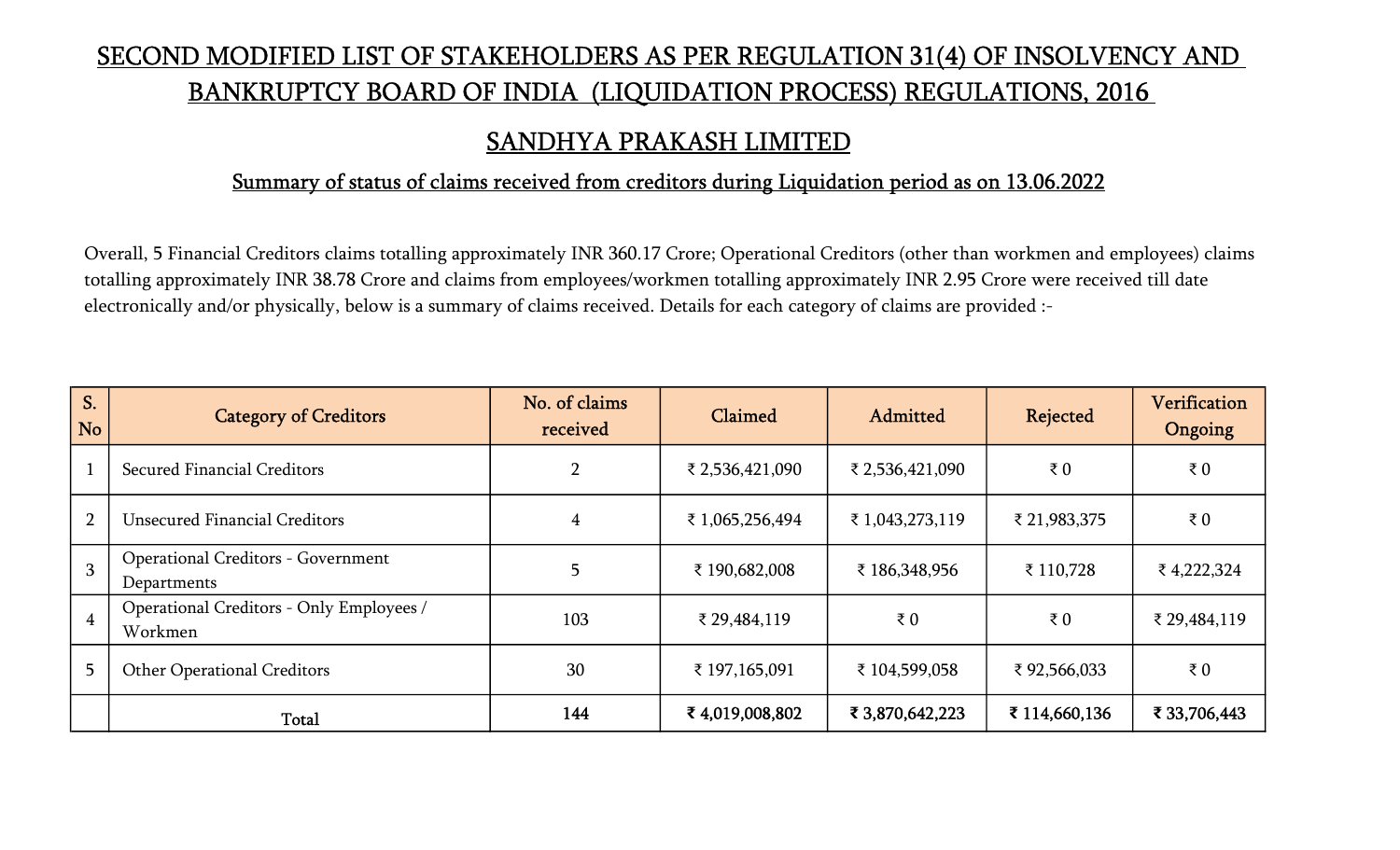# SECOND MODIFIED LIST OF STAKEHOLDERS AS PER REGULATION 31(4) OF INSOLVENCY AND BANKRUPTCY BOARD OF INDIA (LIQUIDATION PROCESS) REGULATIONS, 2016

## SANDHYA PRAKASH LIMITED

### Summary of status of claims received from creditors during Liquidation period as on 13.06.2022

Overall, 5 Financial Creditors claims totalling approximately INR 360.17 Crore; Operational Creditors (other than workmen and employees) claims totalling approximately INR 38.78 Crore and claims from employees/workmen totalling approximately INR 2.95 Crore were received till date electronically and/or physically, below is a summary of claims received. Details for each category of claims are provided :-

| S. No | Category of Creditors | No. of claims received | Claimed | Admitted | Rejected | Verification Ongoing |
|---|---|---|---|---|---|---|
| 1 | Secured Financial Creditors | 2 | ₹ 2,536,421,090 | ₹ 2,536,421,090 | ₹ 0 | ₹ 0 |
| 2 | Unsecured Financial Creditors | 4 | ₹ 1,065,256,494 | ₹ 1,043,273,119 | ₹ 21,983,375 | ₹ 0 |
| 3 | Operational Creditors - Government Departments | 5 | ₹ 190,682,008 | ₹ 186,348,956 | ₹ 110,728 | ₹ 4,222,324 |
| 4 | Operational Creditors - Only Employees / Workmen | 103 | ₹ 29,484,119 | ₹ 0 | ₹ 0 | ₹ 29,484,119 |
| 5 | Other Operational Creditors | 30 | ₹ 197,165,091 | ₹ 104,599,058 | ₹ 92,566,033 | ₹ 0 |
| | **Total** | **144** | **₹ 4,019,008,802** | **₹ 3,870,642,223** | **₹ 114,660,136** | **₹ 33,706,443** |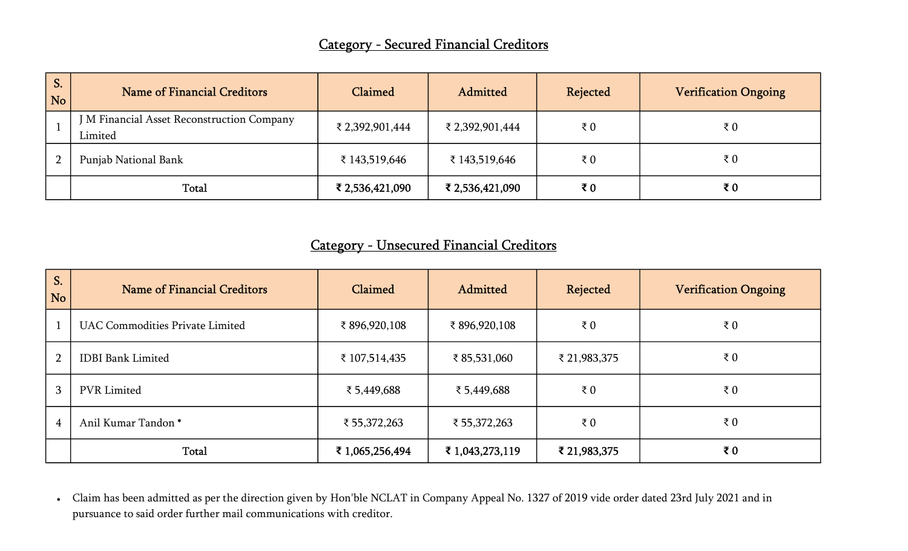## Category - Secured Financial Creditors

| S. No | Name of Financial Creditors | Claimed | Admitted | Rejected | Verification Ongoing |
|---|---|---|---|---|---|
| 1 | J M Financial Asset Reconstruction Company Limited | ₹ 2,392,901,444 | ₹ 2,392,901,444 | ₹ 0 | ₹ 0 |
| 2 | Punjab National Bank | ₹ 143,519,646 | ₹ 143,519,646 | ₹ 0 | ₹ 0 |
| | **Total** | **₹ 2,536,421,090** | **₹ 2,536,421,090** | **₹ 0** | **₹ 0** |

## Category - Unsecured Financial Creditors

| S. No | Name of Financial Creditors | Claimed | Admitted | Rejected | Verification Ongoing |
|---|---|---|---|---|---|
| 1 | UAC Commodities Private Limited | ₹ 896,920,108 | ₹ 896,920,108 | ₹ 0 | ₹ 0 |
| 2 | IDBI Bank Limited | ₹ 107,514,435 | ₹ 85,531,060 | ₹ 21,983,375 | ₹ 0 |
| 3 | PVR Limited | ₹ 5,449,688 | ₹ 5,449,688 | ₹ 0 | ₹ 0 |
| 4 | Anil Kumar Tandon * | ₹ 55,372,263 | ₹ 55,372,263 | ₹ 0 | ₹ 0 |
| | **Total** | **₹ 1,065,256,494** | **₹ 1,043,273,119** | **₹ 21,983,375** | **₹ 0** |

- Claim has been admitted as per the direction given by Hon'ble NCLAT in Company Appeal No. 1327 of 2019 vide order dated 23rd July 2021 and in pursuance to said order further mail communications with creditor.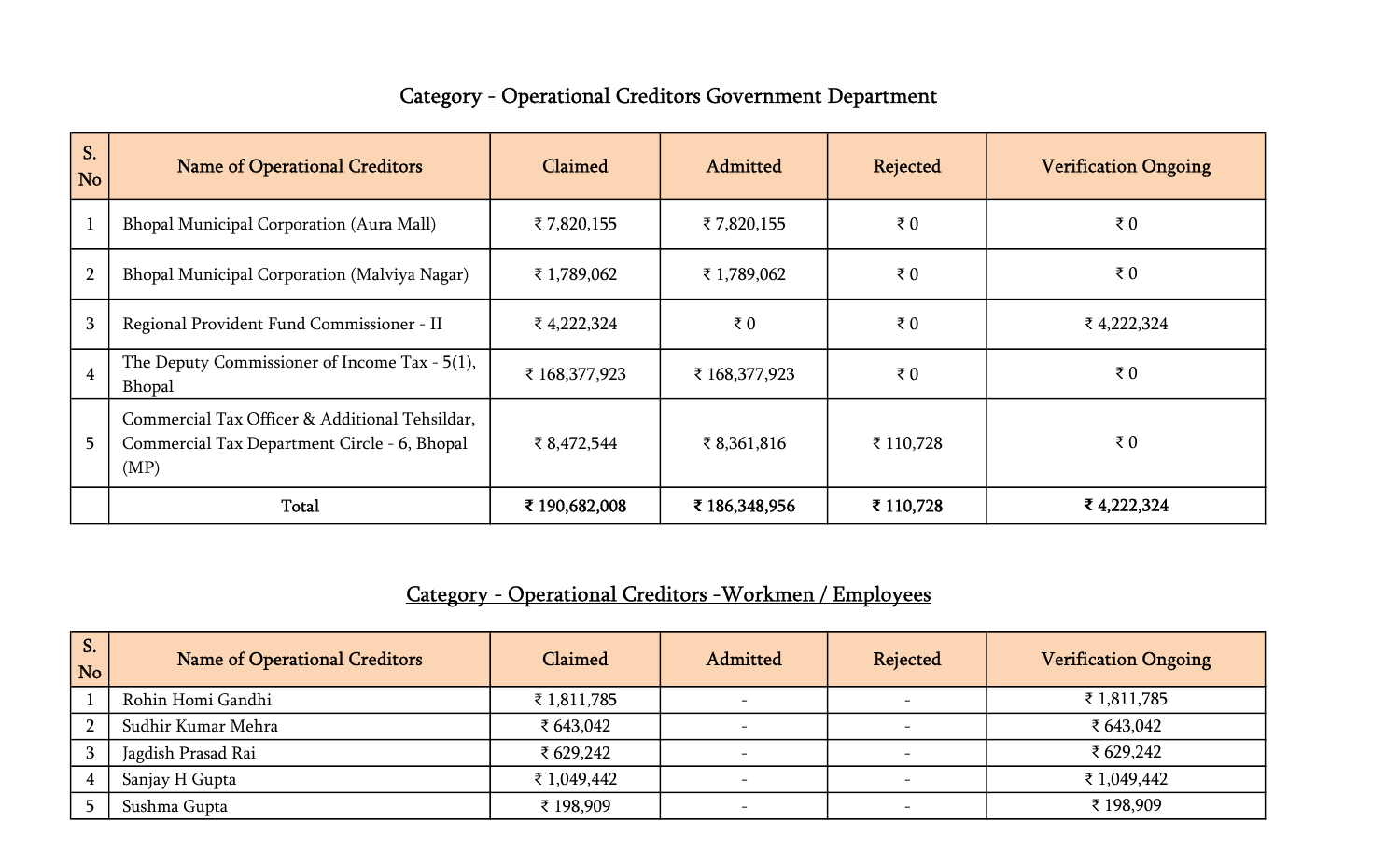## Category - Operational Creditors Government Department

| S. No | Name of Operational Creditors | Claimed | Admitted | Rejected | Verification Ongoing |
|---|---|---|---|---|---|
| 1 | Bhopal Municipal Corporation (Aura Mall) | ₹ 7,820,155 | ₹ 7,820,155 | ₹ 0 | ₹ 0 |
| 2 | Bhopal Municipal Corporation (Malviya Nagar) | ₹ 1,789,062 | ₹ 1,789,062 | ₹ 0 | ₹ 0 |
| 3 | Regional Provident Fund Commissioner - II | ₹ 4,222,324 | ₹ 0 | ₹ 0 | ₹ 4,222,324 |
| 4 | The Deputy Commissioner of Income Tax - 5(1), Bhopal | ₹ 168,377,923 | ₹ 168,377,923 | ₹ 0 | ₹ 0 |
| 5 | Commercial Tax Officer & Additional Tehsildar, Commercial Tax Department Circle - 6, Bhopal (MP) | ₹ 8,472,544 | ₹ 8,361,816 | ₹ 110,728 | ₹ 0 |
| | Total | **₹ 190,682,008** | **₹ 186,348,956** | **₹ 110,728** | **₹ 4,222,324** |

## Category - Operational Creditors -Workmen / Employees

| S. No | Name of Operational Creditors | Claimed | Admitted | Rejected | Verification Ongoing |
|---|---|---|---|---|---|
| 1 | Rohin Homi Gandhi | ₹ 1,811,785 | - | - | ₹ 1,811,785 |
| 2 | Sudhir Kumar Mehra | ₹ 643,042 | - | - | ₹ 643,042 |
| 3 | Jagdish Prasad Rai | ₹ 629,242 | - | - | ₹ 629,242 |
| 4 | Sanjay H Gupta | ₹ 1,049,442 | - | - | ₹ 1,049,442 |
| 5 | Sushma Gupta | ₹ 198,909 | - | - | ₹ 198,909 |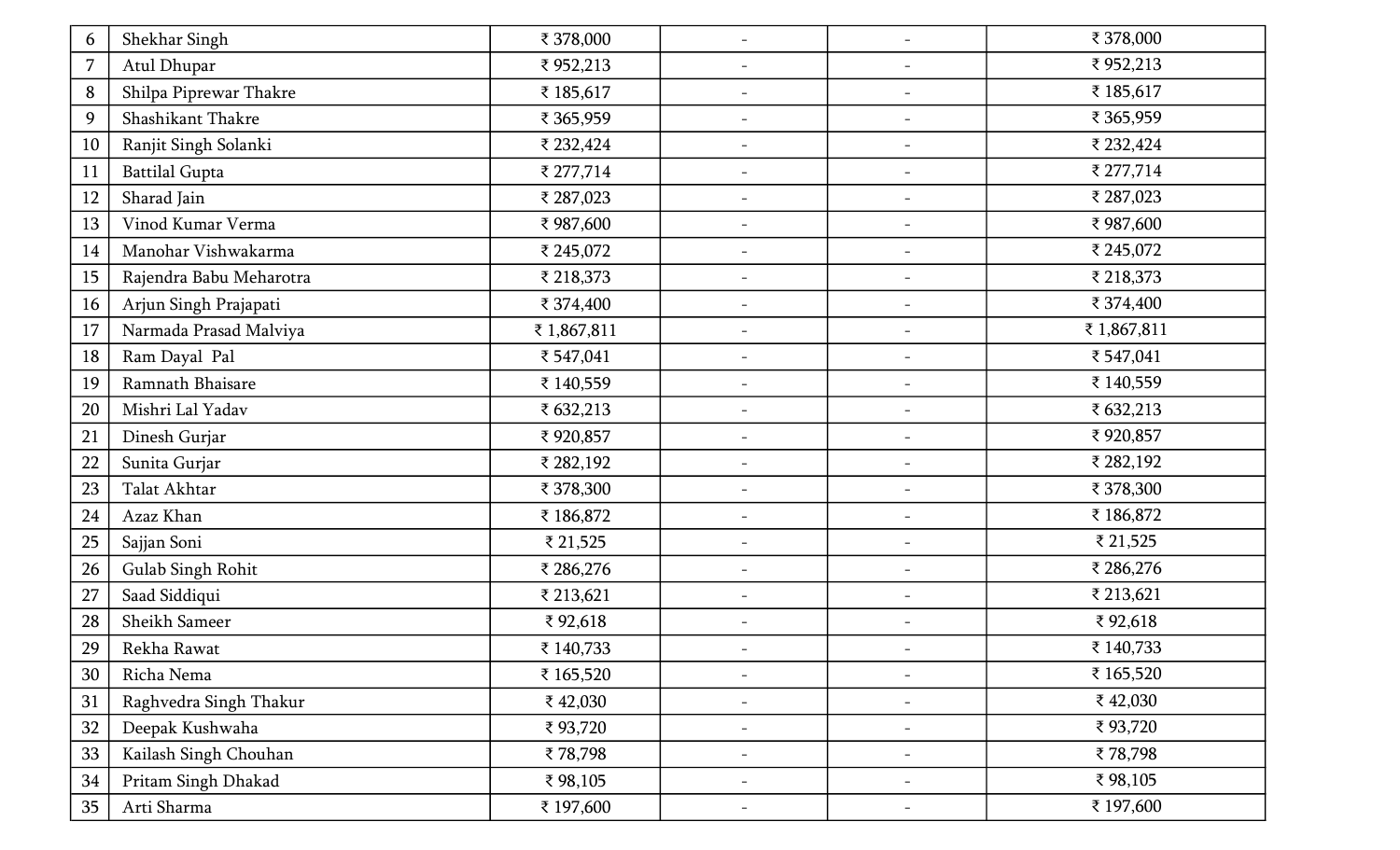| 6 | Shekhar Singh | ₹ 378,000 | - | - | ₹ 378,000 |
|---|---|---|---|---|---|
| 7 | Atul Dhupar | ₹ 952,213 | - | - | ₹ 952,213 |
| 8 | Shilpa Piprewar Thakre | ₹ 185,617 | - | - | ₹ 185,617 |
| 9 | Shashikant Thakre | ₹ 365,959 | - | - | ₹ 365,959 |
| 10 | Ranjit Singh Solanki | ₹ 232,424 | - | - | ₹ 232,424 |
| 11 | Battilal Gupta | ₹ 277,714 | - | - | ₹ 277,714 |
| 12 | Sharad Jain | ₹ 287,023 | - | - | ₹ 287,023 |
| 13 | Vinod Kumar Verma | ₹ 987,600 | - | - | ₹ 987,600 |
| 14 | Manohar Vishwakarma | ₹ 245,072 | - | - | ₹ 245,072 |
| 15 | Rajendra Babu Meharotra | ₹ 218,373 | - | - | ₹ 218,373 |
| 16 | Arjun Singh Prajapati | ₹ 374,400 | - | - | ₹ 374,400 |
| 17 | Narmada Prasad Malviya | ₹ 1,867,811 | - | - | ₹ 1,867,811 |
| 18 | Ram Dayal Pal | ₹ 547,041 | - | - | ₹ 547,041 |
| 19 | Ramnath Bhaisare | ₹ 140,559 | - | - | ₹ 140,559 |
| 20 | Mishri Lal Yadav | ₹ 632,213 | - | - | ₹ 632,213 |
| 21 | Dinesh Gurjar | ₹ 920,857 | - | - | ₹ 920,857 |
| 22 | Sunita Gurjar | ₹ 282,192 | - | - | ₹ 282,192 |
| 23 | Talat Akhtar | ₹ 378,300 | - | - | ₹ 378,300 |
| 24 | Azaz Khan | ₹ 186,872 | - | - | ₹ 186,872 |
| 25 | Sajjan Soni | ₹ 21,525 | - | - | ₹ 21,525 |
| 26 | Gulab Singh Rohit | ₹ 286,276 | - | - | ₹ 286,276 |
| 27 | Saad Siddiqui | ₹ 213,621 | - | - | ₹ 213,621 |
| 28 | Sheikh Sameer | ₹ 92,618 | - | - | ₹ 92,618 |
| 29 | Rekha Rawat | ₹ 140,733 | - | - | ₹ 140,733 |
| 30 | Richa Nema | ₹ 165,520 | - | - | ₹ 165,520 |
| 31 | Raghvedra Singh Thakur | ₹ 42,030 | - | - | ₹ 42,030 |
| 32 | Deepak Kushwaha | ₹ 93,720 | - | - | ₹ 93,720 |
| 33 | Kailash Singh Chouhan | ₹ 78,798 | - | - | ₹ 78,798 |
| 34 | Pritam Singh Dhakad | ₹ 98,105 | - | - | ₹ 98,105 |
| 35 | Arti Sharma | ₹ 197,600 | - | - | ₹ 197,600 |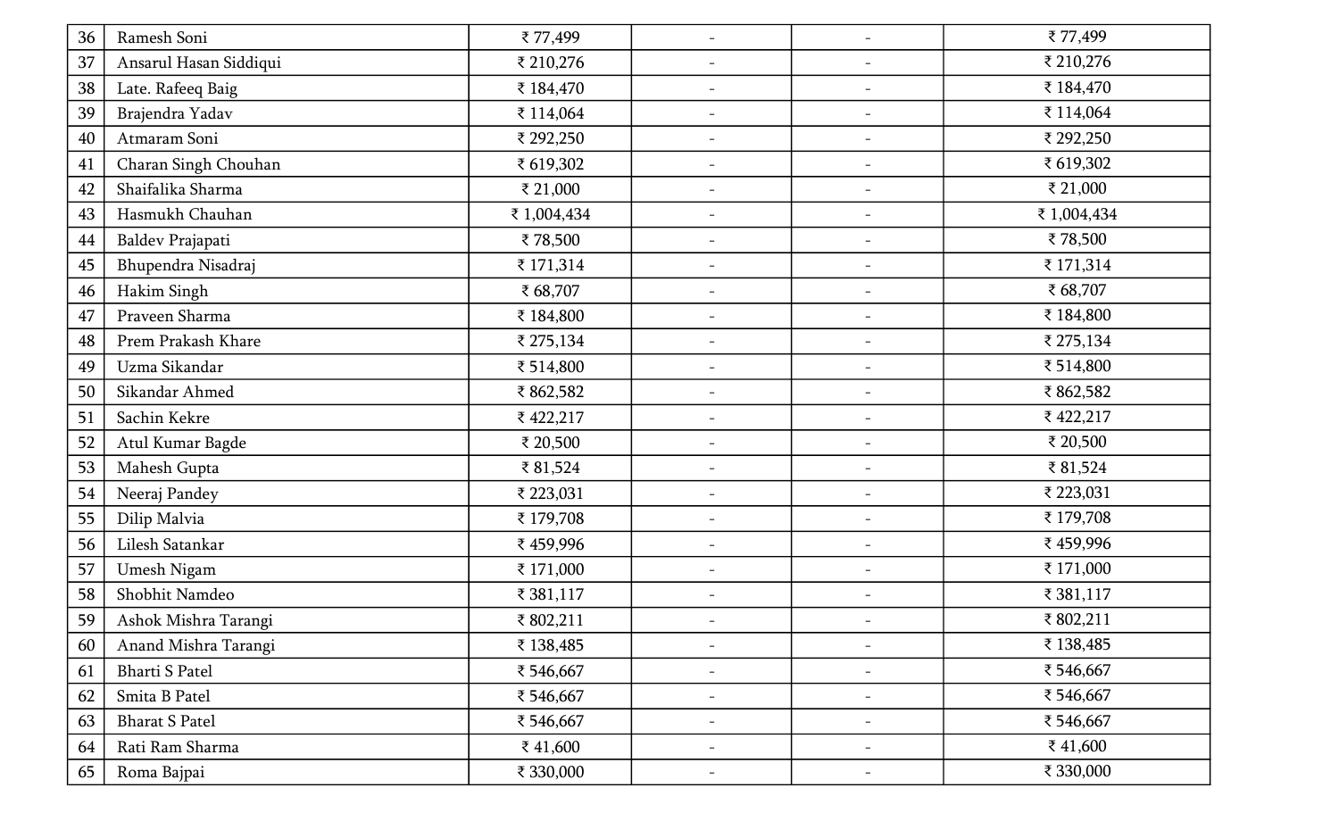| | | | | | |
|---|---|---|---|---|---|
| 36 | Ramesh Soni | ₹ 77,499 | - | - | ₹ 77,499 |
| 37 | Ansarul Hasan Siddiqui | ₹ 210,276 | - | - | ₹ 210,276 |
| 38 | Late. Rafeeq Baig | ₹ 184,470 | - | - | ₹ 184,470 |
| 39 | Brajendra Yadav | ₹ 114,064 | - | - | ₹ 114,064 |
| 40 | Atmaram Soni | ₹ 292,250 | - | - | ₹ 292,250 |
| 41 | Charan Singh Chouhan | ₹ 619,302 | - | - | ₹ 619,302 |
| 42 | Shaifalika Sharma | ₹ 21,000 | - | - | ₹ 21,000 |
| 43 | Hasmukh Chauhan | ₹ 1,004,434 | - | - | ₹ 1,004,434 |
| 44 | Baldev Prajapati | ₹ 78,500 | - | - | ₹ 78,500 |
| 45 | Bhupendra Nisadraj | ₹ 171,314 | - | - | ₹ 171,314 |
| 46 | Hakim Singh | ₹ 68,707 | - | - | ₹ 68,707 |
| 47 | Praveen Sharma | ₹ 184,800 | - | - | ₹ 184,800 |
| 48 | Prem Prakash Khare | ₹ 275,134 | - | - | ₹ 275,134 |
| 49 | Uzma Sikandar | ₹ 514,800 | - | - | ₹ 514,800 |
| 50 | Sikandar Ahmed | ₹ 862,582 | - | - | ₹ 862,582 |
| 51 | Sachin Kekre | ₹ 422,217 | - | - | ₹ 422,217 |
| 52 | Atul Kumar Bagde | ₹ 20,500 | - | - | ₹ 20,500 |
| 53 | Mahesh Gupta | ₹ 81,524 | - | - | ₹ 81,524 |
| 54 | Neeraj Pandey | ₹ 223,031 | - | - | ₹ 223,031 |
| 55 | Dilip Malvia | ₹ 179,708 | - | - | ₹ 179,708 |
| 56 | Lilesh Satankar | ₹ 459,996 | - | - | ₹ 459,996 |
| 57 | Umesh Nigam | ₹ 171,000 | - | - | ₹ 171,000 |
| 58 | Shobhit Namdeo | ₹ 381,117 | - | - | ₹ 381,117 |
| 59 | Ashok Mishra Tarangi | ₹ 802,211 | - | - | ₹ 802,211 |
| 60 | Anand Mishra Tarangi | ₹ 138,485 | - | - | ₹ 138,485 |
| 61 | Bharti S Patel | ₹ 546,667 | - | - | ₹ 546,667 |
| 62 | Smita B Patel | ₹ 546,667 | - | - | ₹ 546,667 |
| 63 | Bharat S Patel | ₹ 546,667 | - | - | ₹ 546,667 |
| 64 | Rati Ram Sharma | ₹ 41,600 | - | - | ₹ 41,600 |
| 65 | Roma Bajpai | ₹ 330,000 | - | - | ₹ 330,000 |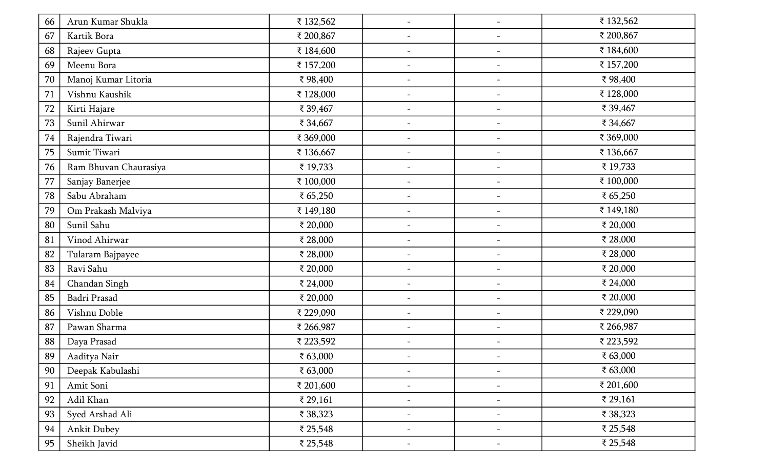| | | | | | |
|---|---|---|---|---|---|
| 66 | Arun Kumar Shukla | ₹ 132,562 | - | - | ₹ 132,562 |
| 67 | Kartik Bora | ₹ 200,867 | - | - | ₹ 200,867 |
| 68 | Rajeev Gupta | ₹ 184,600 | - | - | ₹ 184,600 |
| 69 | Meenu Bora | ₹ 157,200 | - | - | ₹ 157,200 |
| 70 | Manoj Kumar Litoria | ₹ 98,400 | - | - | ₹ 98,400 |
| 71 | Vishnu Kaushik | ₹ 128,000 | - | - | ₹ 128,000 |
| 72 | Kirti Hajare | ₹ 39,467 | - | - | ₹ 39,467 |
| 73 | Sunil Ahirwar | ₹ 34,667 | - | - | ₹ 34,667 |
| 74 | Rajendra Tiwari | ₹ 369,000 | - | - | ₹ 369,000 |
| 75 | Sumit Tiwari | ₹ 136,667 | - | - | ₹ 136,667 |
| 76 | Ram Bhuvan Chaurasiya | ₹ 19,733 | - | - | ₹ 19,733 |
| 77 | Sanjay Banerjee | ₹ 100,000 | - | - | ₹ 100,000 |
| 78 | Sabu Abraham | ₹ 65,250 | - | - | ₹ 65,250 |
| 79 | Om Prakash Malviya | ₹ 149,180 | - | - | ₹ 149,180 |
| 80 | Sunil Sahu | ₹ 20,000 | - | - | ₹ 20,000 |
| 81 | Vinod Ahirwar | ₹ 28,000 | - | - | ₹ 28,000 |
| 82 | Tularam Bajpayee | ₹ 28,000 | - | - | ₹ 28,000 |
| 83 | Ravi Sahu | ₹ 20,000 | - | - | ₹ 20,000 |
| 84 | Chandan Singh | ₹ 24,000 | - | - | ₹ 24,000 |
| 85 | Badri Prasad | ₹ 20,000 | - | - | ₹ 20,000 |
| 86 | Vishnu Doble | ₹ 229,090 | - | - | ₹ 229,090 |
| 87 | Pawan Sharma | ₹ 266,987 | - | - | ₹ 266,987 |
| 88 | Daya Prasad | ₹ 223,592 | - | - | ₹ 223,592 |
| 89 | Aaditya Nair | ₹ 63,000 | - | - | ₹ 63,000 |
| 90 | Deepak Kabulashi | ₹ 63,000 | - | - | ₹ 63,000 |
| 91 | Amit Soni | ₹ 201,600 | - | - | ₹ 201,600 |
| 92 | Adil Khan | ₹ 29,161 | - | - | ₹ 29,161 |
| 93 | Syed Arshad Ali | ₹ 38,323 | - | - | ₹ 38,323 |
| 94 | Ankit Dubey | ₹ 25,548 | - | - | ₹ 25,548 |
| 95 | Sheikh Javid | ₹ 25,548 | - | - | ₹ 25,548 |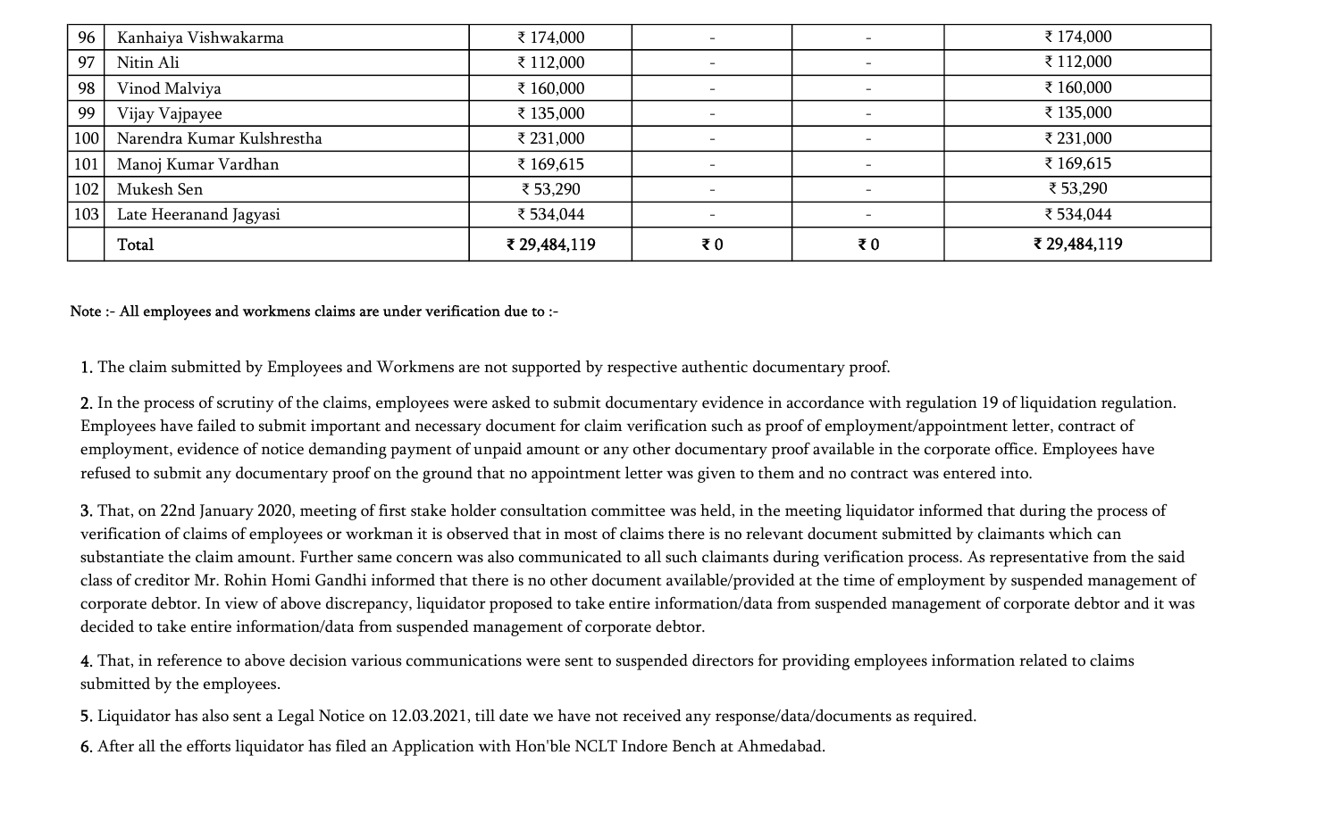| | | | | | |
|---|---|---|---|---|---|
| 96 | Kanhaiya Vishwakarma | ₹ 174,000 | - | - | ₹ 174,000 |
| 97 | Nitin Ali | ₹ 112,000 | - | - | ₹ 112,000 |
| 98 | Vinod Malviya | ₹ 160,000 | - | - | ₹ 160,000 |
| 99 | Vijay Vajpayee | ₹ 135,000 | - | - | ₹ 135,000 |
| 100 | Narendra Kumar Kulshrestha | ₹ 231,000 | - | - | ₹ 231,000 |
| 101 | Manoj Kumar Vardhan | ₹ 169,615 | - | - | ₹ 169,615 |
| 102 | Mukesh Sen | ₹ 53,290 | - | - | ₹ 53,290 |
| 103 | Late Heeranand Jagyasi | ₹ 534,044 | - | - | ₹ 534,044 |
| | **Total** | **₹ 29,484,119** | **₹ 0** | **₹ 0** | **₹ 29,484,119** |

**Note :- All employees and workmens claims are under verification due to :-**

1. The claim submitted by Employees and Workmens are not supported by respective authentic documentary proof.
2. In the process of scrutiny of the claims, employees were asked to submit documentary evidence in accordance with regulation 19 of liquidation regulation. Employees have failed to submit important and necessary document for claim verification such as proof of employment/appointment letter, contract of employment, evidence of notice demanding payment of unpaid amount or any other documentary proof available in the corporate office. Employees have refused to submit any documentary proof on the ground that no appointment letter was given to them and no contract was entered into.
3. That, on 22nd January 2020, meeting of first stake holder consultation committee was held, in the meeting liquidator informed that during the process of verification of claims of employees or workman it is observed that in most of claims there is no relevant document submitted by claimants which can substantiate the claim amount. Further same concern was also communicated to all such claimants during verification process. As representative from the said class of creditor Mr. Rohin Homi Gandhi informed that there is no other document available/provided at the time of employment by suspended management of corporate debtor. In view of above discrepancy, liquidator proposed to take entire information/data from suspended management of corporate debtor and it was decided to take entire information/data from suspended management of corporate debtor.
4. That, in reference to above decision various communications were sent to suspended directors for providing employees information related to claims submitted by the employees.
5. Liquidator has also sent a Legal Notice on 12.03.2021, till date we have not received any response/data/documents as required.
6. After all the efforts liquidator has filed an Application with Hon'ble NCLT Indore Bench at Ahmedabad.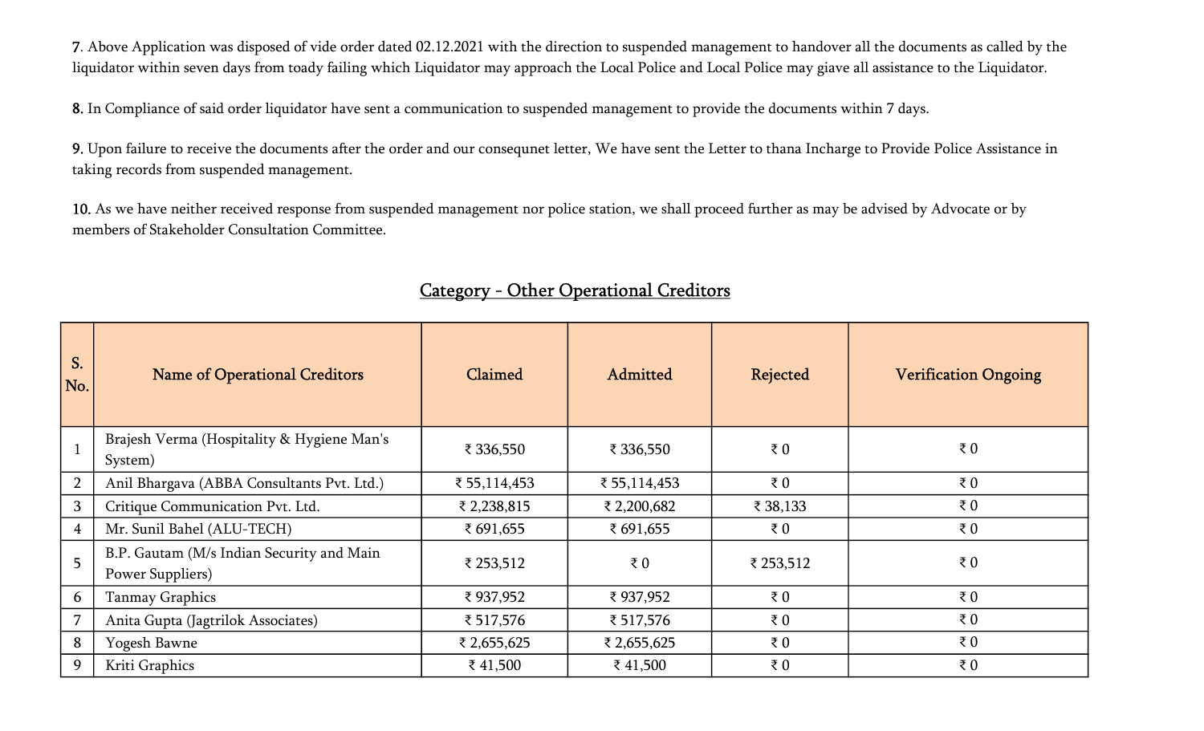**7.** Above Application was disposed of vide order dated 02.12.2021 with the direction to suspended management to handover all the documents as called by the liquidator within seven days from toady failing which Liquidator may approach the Local Police and Local Police may giave all assistance to the Liquidator.

**8.** In Compliance of said order liquidator have sent a communication to suspended management to provide the documents within 7 days.

**9.** Upon failure to receive the documents after the order and our consequnet letter, We have sent the Letter to thana Incharge to Provide Police Assistance in taking records from suspended management.

**10.** As we have neither received response from suspended management nor police station, we shall proceed further as may be advised by Advocate or by members of Stakeholder Consultation Committee.

## Category - Other Operational Creditors

| S. No. | Name of Operational Creditors | Claimed | Admitted | Rejected | Verification Ongoing |
|---|---|---|---|---|---|
| 1 | Brajesh Verma (Hospitality & Hygiene Man's System) | ₹ 336,550 | ₹ 336,550 | ₹ 0 | ₹ 0 |
| 2 | Anil Bhargava (ABBA Consultants Pvt. Ltd.) | ₹ 55,114,453 | ₹ 55,114,453 | ₹ 0 | ₹ 0 |
| 3 | Critique Communication Pvt. Ltd. | ₹ 2,238,815 | ₹ 2,200,682 | ₹ 38,133 | ₹ 0 |
| 4 | Mr. Sunil Bahel (ALU-TECH) | ₹ 691,655 | ₹ 691,655 | ₹ 0 | ₹ 0 |
| 5 | B.P. Gautam (M/s Indian Security and Main Power Suppliers) | ₹ 253,512 | ₹ 0 | ₹ 253,512 | ₹ 0 |
| 6 | Tanmay Graphics | ₹ 937,952 | ₹ 937,952 | ₹ 0 | ₹ 0 |
| 7 | Anita Gupta (Jagtrilok Associates) | ₹ 517,576 | ₹ 517,576 | ₹ 0 | ₹ 0 |
| 8 | Yogesh Bawne | ₹ 2,655,625 | ₹ 2,655,625 | ₹ 0 | ₹ 0 |
| 9 | Kriti Graphics | ₹ 41,500 | ₹ 41,500 | ₹ 0 | ₹ 0 |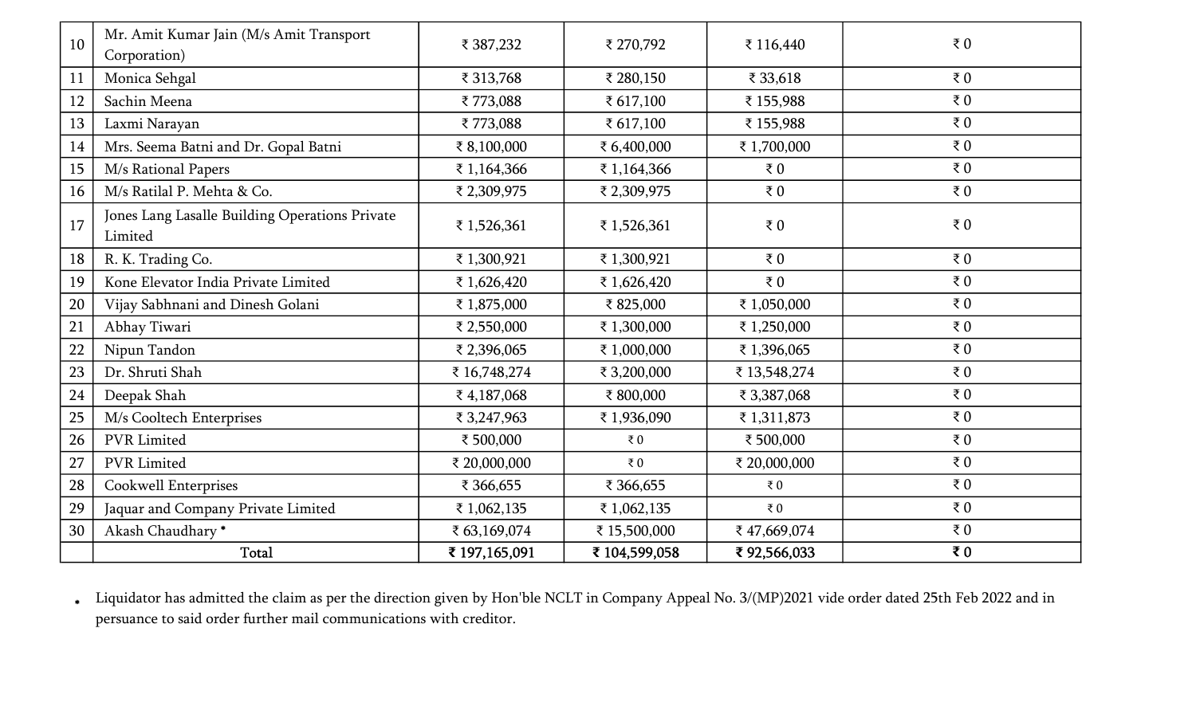| | | | | | |
|---|---|---|---|---|---|
| 10 | Mr. Amit Kumar Jain (M/s Amit Transport Corporation) | ₹ 387,232 | ₹ 270,792 | ₹ 116,440 | ₹ 0 |
| 11 | Monica Sehgal | ₹ 313,768 | ₹ 280,150 | ₹ 33,618 | ₹ 0 |
| 12 | Sachin Meena | ₹ 773,088 | ₹ 617,100 | ₹ 155,988 | ₹ 0 |
| 13 | Laxmi Narayan | ₹ 773,088 | ₹ 617,100 | ₹ 155,988 | ₹ 0 |
| 14 | Mrs. Seema Batni and Dr. Gopal Batni | ₹ 8,100,000 | ₹ 6,400,000 | ₹ 1,700,000 | ₹ 0 |
| 15 | M/s Rational Papers | ₹ 1,164,366 | ₹ 1,164,366 | ₹ 0 | ₹ 0 |
| 16 | M/s Ratilal P. Mehta & Co. | ₹ 2,309,975 | ₹ 2,309,975 | ₹ 0 | ₹ 0 |
| 17 | Jones Lang Lasalle Building Operations Private Limited | ₹ 1,526,361 | ₹ 1,526,361 | ₹ 0 | ₹ 0 |
| 18 | R. K. Trading Co. | ₹ 1,300,921 | ₹ 1,300,921 | ₹ 0 | ₹ 0 |
| 19 | Kone Elevator India Private Limited | ₹ 1,626,420 | ₹ 1,626,420 | ₹ 0 | ₹ 0 |
| 20 | Vijay Sabhnani and Dinesh Golani | ₹ 1,875,000 | ₹ 825,000 | ₹ 1,050,000 | ₹ 0 |
| 21 | Abhay Tiwari | ₹ 2,550,000 | ₹ 1,300,000 | ₹ 1,250,000 | ₹ 0 |
| 22 | Nipun Tandon | ₹ 2,396,065 | ₹ 1,000,000 | ₹ 1,396,065 | ₹ 0 |
| 23 | Dr. Shruti Shah | ₹ 16,748,274 | ₹ 3,200,000 | ₹ 13,548,274 | ₹ 0 |
| 24 | Deepak Shah | ₹ 4,187,068 | ₹ 800,000 | ₹ 3,387,068 | ₹ 0 |
| 25 | M/s Cooltech Enterprises | ₹ 3,247,963 | ₹ 1,936,090 | ₹ 1,311,873 | ₹ 0 |
| 26 | PVR Limited | ₹ 500,000 | ₹ 0 | ₹ 500,000 | ₹ 0 |
| 27 | PVR Limited | ₹ 20,000,000 | ₹ 0 | ₹ 20,000,000 | ₹ 0 |
| 28 | Cookwell Enterprises | ₹ 366,655 | ₹ 366,655 | ₹ 0 | ₹ 0 |
| 29 | Jaquar and Company Private Limited | ₹ 1,062,135 | ₹ 1,062,135 | ₹ 0 | ₹ 0 |
| 30 | Akash Chaudhary * | ₹ 63,169,074 | ₹ 15,500,000 | ₹ 47,669,074 | ₹ 0 |
| | **Total** | **₹ 197,165,091** | **₹ 104,599,058** | **₹ 92,566,033** | **₹ 0** |

\* Liquidator has admitted the claim as per the direction given by Hon'ble NCLT in Company Appeal No. 3/(MP)2021 vide order dated 25th Feb 2022 and in persuance to said order further mail communications with creditor.